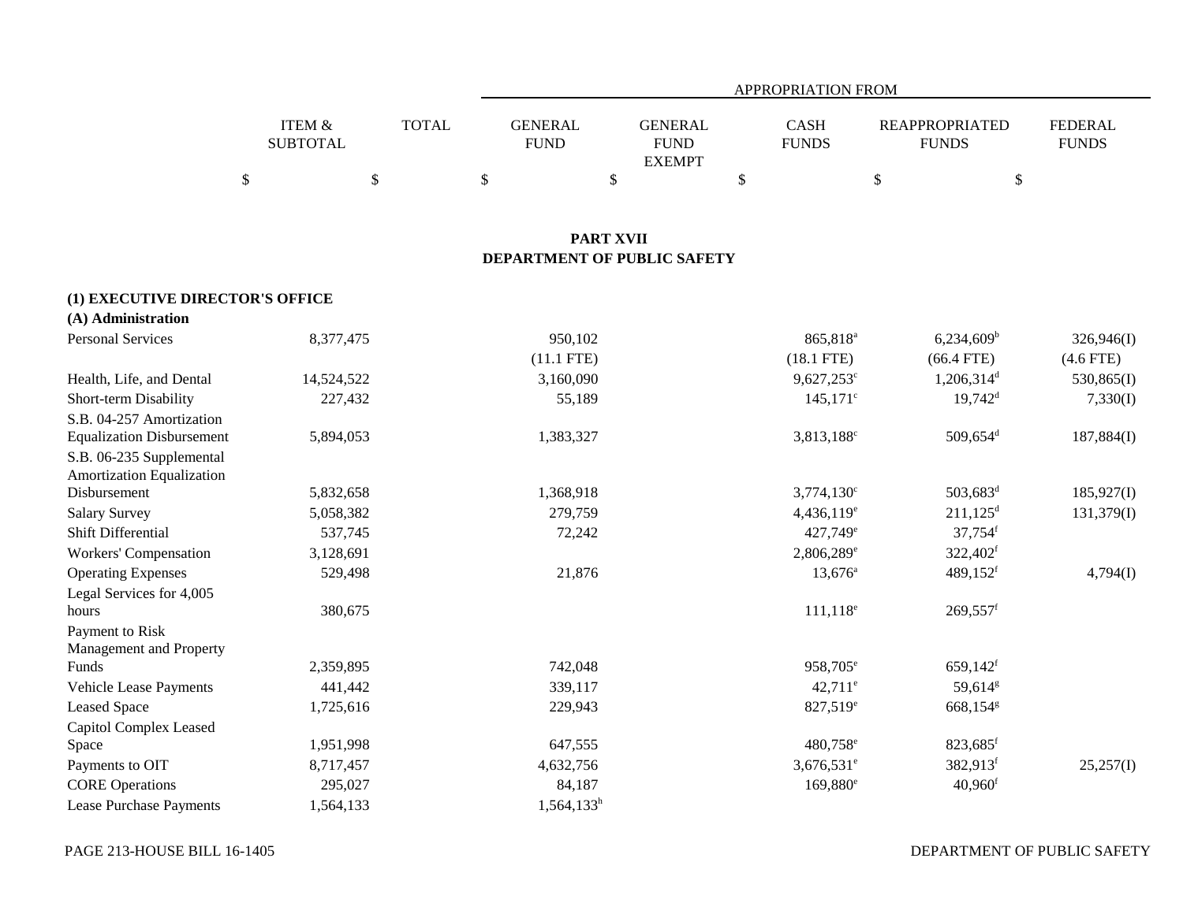| | ITEM & SUBTOTAL | TOTAL | GENERAL FUND | GENERAL FUND EXEMPT | CASH FUNDS | REAPPROPRIATED FUNDS | FEDERAL FUNDS |
|---|---|---|---|---|---|---|---|
| | | | APPROPRIATION FROM | | | | |
| | $ | $ | $ | $ | $ | $ | $ |

## PART XVII
## DEPARTMENT OF PUBLIC SAFETY

**(1) EXECUTIVE DIRECTOR'S OFFICE**

**(A) Administration**

| | ITEM & SUBTOTAL | TOTAL | GENERAL FUND | GENERAL FUND EXEMPT | CASH FUNDS | REAPPROPRIATED FUNDS | FEDERAL FUNDS |
|---|---|---|---|---|---|---|---|
| Personal Services | 8,377,475 | | 950,102 | | 865,818[a] | 6,234,609[b] | 326,946(I) |
| | | | (11.1 FTE) | | (18.1 FTE) | (66.4 FTE) | (4.6 FTE) |
| Health, Life, and Dental | 14,524,522 | | 3,160,090 | | 9,627,253[c] | 1,206,314[d] | 530,865(I) |
| Short-term Disability | 227,432 | | 55,189 | | 145,171[c] | 19,742[d] | 7,330(I) |
| S.B. 04-257 Amortization Equalization Disbursement | 5,894,053 | | 1,383,327 | | 3,813,188[c] | 509,654[d] | 187,884(I) |
| S.B. 06-235 Supplemental Amortization Equalization Disbursement | 5,832,658 | | 1,368,918 | | 3,774,130[c] | 503,683[d] | 185,927(I) |
| Salary Survey | 5,058,382 | | 279,759 | | 4,436,119[e] | 211,125[d] | 131,379(I) |
| Shift Differential | 537,745 | | 72,242 | | 427,749[e] | 37,754[f] | |
| Workers' Compensation | 3,128,691 | | | | 2,806,289[e] | 322,402[f] | |
| Operating Expenses | 529,498 | | 21,876 | | 13,676[a] | 489,152[f] | 4,794(I) |
| Legal Services for 4,005 hours | 380,675 | | | | 111,118[e] | 269,557[f] | |
| Payment to Risk Management and Property Funds | 2,359,895 | | 742,048 | | 958,705[e] | 659,142[f] | |
| Vehicle Lease Payments | 441,442 | | 339,117 | | 42,711[e] | 59,614[g] | |
| Leased Space | 1,725,616 | | 229,943 | | 827,519[e] | 668,154[g] | |
| Capitol Complex Leased Space | 1,951,998 | | 647,555 | | 480,758[e] | 823,685[f] | |
| Payments to OIT | 8,717,457 | | 4,632,756 | | 3,676,531[e] | 382,913[f] | 25,257(I) |
| CORE Operations | 295,027 | | 84,187 | | 169,880[e] | 40,960[f] | |
| Lease Purchase Payments | 1,564,133 | | 1,564,133[h] | | | | |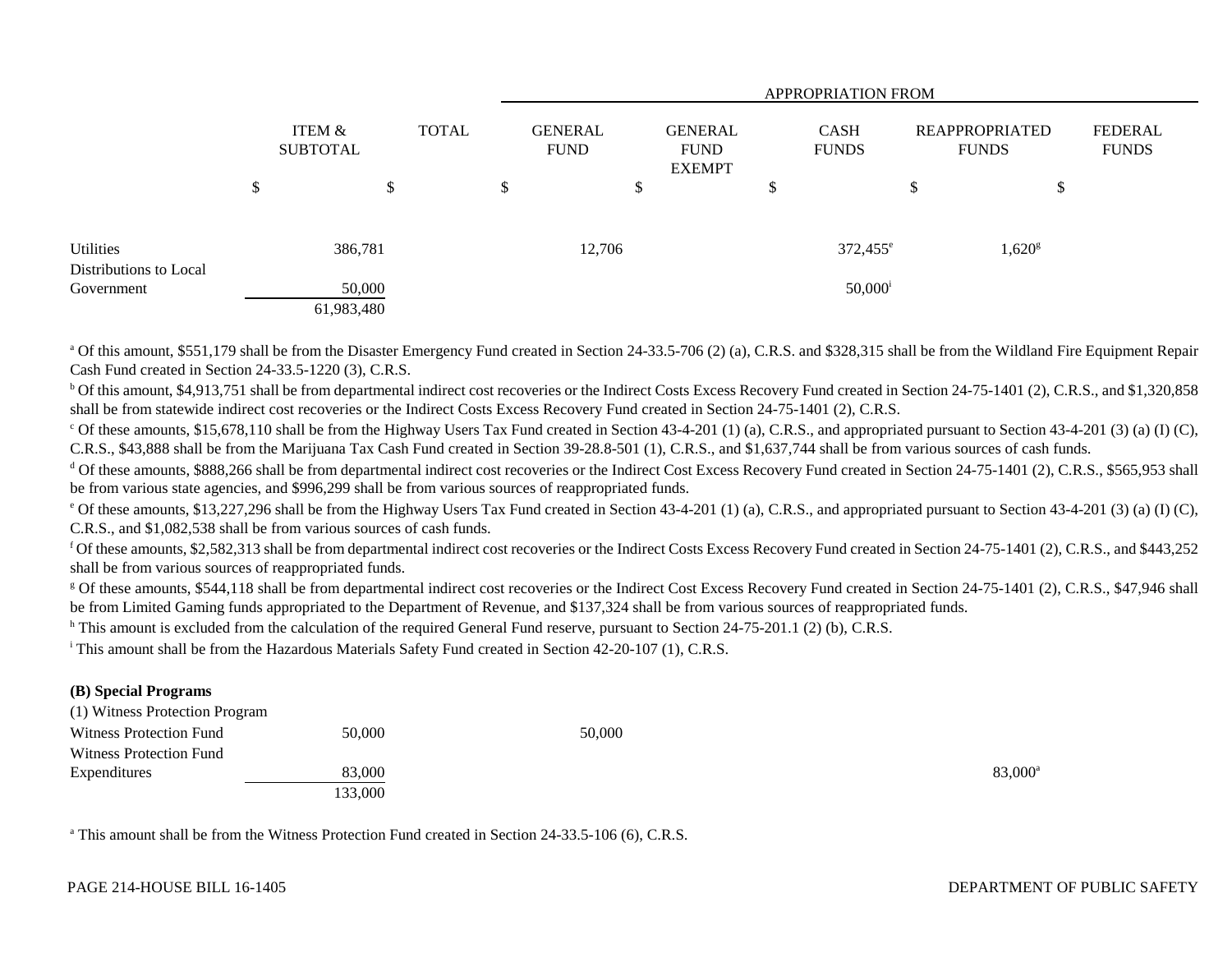| | ITEM & SUBTOTAL | TOTAL | APPROPRIATION FROM GENERAL FUND | GENERAL FUND EXEMPT | CASH FUNDS | REAPPROPRIATED FUNDS | FEDERAL FUNDS |
|---|---|---|---|---|---|---|---|
| | $ | $ | $ | $ | $ | $ | $ |
| Utilities | 386,781 | | 12,706 | | 372,455[e] | 1,620[g] | |
| Distributions to Local Government | 50,000 | | | | 50,000[i] | | |
| | 61,983,480 | | | | | | |

[a] Of this amount, $551,179 shall be from the Disaster Emergency Fund created in Section 24-33.5-706 (2) (a), C.R.S. and $328,315 shall be from the Wildland Fire Equipment Repair Cash Fund created in Section 24-33.5-1220 (3), C.R.S.

[b] Of this amount, $4,913,751 shall be from departmental indirect cost recoveries or the Indirect Costs Excess Recovery Fund created in Section 24-75-1401 (2), C.R.S., and $1,320,858 shall be from statewide indirect cost recoveries or the Indirect Costs Excess Recovery Fund created in Section 24-75-1401 (2), C.R.S.

[c] Of these amounts, $15,678,110 shall be from the Highway Users Tax Fund created in Section 43-4-201 (1) (a), C.R.S., and appropriated pursuant to Section 43-4-201 (3) (a) (I) (C), C.R.S., $43,888 shall be from the Marijuana Tax Cash Fund created in Section 39-28.8-501 (1), C.R.S., and $1,637,744 shall be from various sources of cash funds.

[d] Of these amounts, $888,266 shall be from departmental indirect cost recoveries or the Indirect Cost Excess Recovery Fund created in Section 24-75-1401 (2), C.R.S., $565,953 shall be from various state agencies, and $996,299 shall be from various sources of reappropriated funds.

[e] Of these amounts, $13,227,296 shall be from the Highway Users Tax Fund created in Section 43-4-201 (1) (a), C.R.S., and appropriated pursuant to Section 43-4-201 (3) (a) (I) (C), C.R.S., and $1,082,538 shall be from various sources of cash funds.

[f] Of these amounts, $2,582,313 shall be from departmental indirect cost recoveries or the Indirect Costs Excess Recovery Fund created in Section 24-75-1401 (2), C.R.S., and $443,252 shall be from various sources of reappropriated funds.

[g] Of these amounts, $544,118 shall be from departmental indirect cost recoveries or the Indirect Cost Excess Recovery Fund created in Section 24-75-1401 (2), C.R.S., $47,946 shall be from Limited Gaming funds appropriated to the Department of Revenue, and $137,324 shall be from various sources of reappropriated funds.

[h] This amount is excluded from the calculation of the required General Fund reserve, pursuant to Section 24-75-201.1 (2) (b), C.R.S.

[i] This amount shall be from the Hazardous Materials Safety Fund created in Section 42-20-107 (1), C.R.S.

**(B) Special Programs**

| | ITEM & SUBTOTAL | TOTAL | GENERAL FUND | GENERAL FUND EXEMPT | CASH FUNDS | REAPPROPRIATED FUNDS | FEDERAL FUNDS |
|---|---|---|---|---|---|---|---|
| (1) Witness Protection Program | | | | | | | |
| Witness Protection Fund | 50,000 | | 50,000 | | | | |
| Witness Protection Fund Expenditures | 83,000 | | | | | 83,000[a] | |
| | 133,000 | | | | | | |

[a] This amount shall be from the Witness Protection Fund created in Section 24-33.5-106 (6), C.R.S.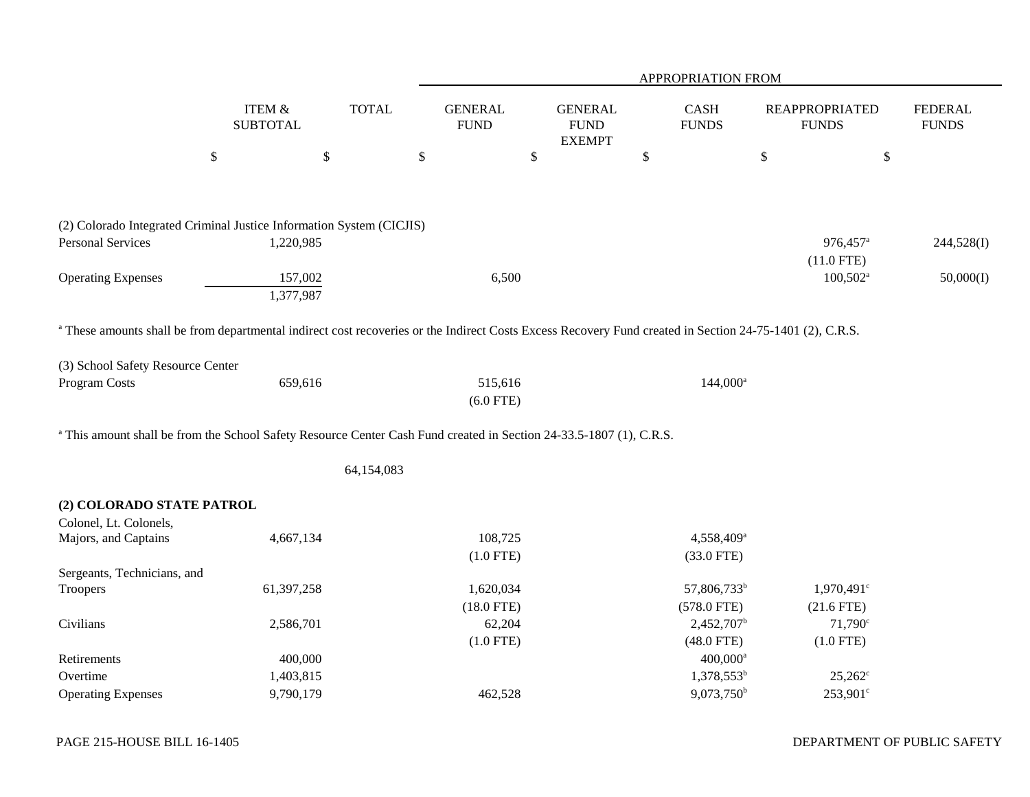| | ITEM & SUBTOTAL | TOTAL | GENERAL FUND | GENERAL FUND EXEMPT | CASH FUNDS | REAPPROPRIATED FUNDS | FEDERAL FUNDS |
|---|---|---|---|---|---|---|---|
| | | | APPROPRIATION FROM | | | | |
| | $ | $ | $ | $ | $ | $ | $ |
| (2) Colorado Integrated Criminal Justice Information System (CICJIS) | | | | | | | |
| Personal Services | 1,220,985 | | | | | 976,457[a] | 244,528(I) |
| | | | | | | (11.0 FTE) | |
| Operating Expenses | 157,002 | | 6,500 | | | 100,502[a] | 50,000(I) |
| | 1,377,987 | | | | | | |

[a] These amounts shall be from departmental indirect cost recoveries or the Indirect Costs Excess Recovery Fund created in Section 24-75-1401 (2), C.R.S.

| | ITEM & SUBTOTAL | TOTAL | GENERAL FUND | GENERAL FUND EXEMPT | CASH FUNDS | REAPPROPRIATED FUNDS | FEDERAL FUNDS |
|---|---|---|---|---|---|---|---|
| (3) School Safety Resource Center | | | | | | | |
| Program Costs | 659,616 | | 515,616 | | 144,000[a] | | |
| | | | (6.0 FTE) | | | | |

[a] This amount shall be from the School Safety Resource Center Cash Fund created in Section 24-33.5-1807 (1), C.R.S.

| | ITEM & SUBTOTAL | TOTAL | GENERAL FUND | GENERAL FUND EXEMPT | CASH FUNDS | REAPPROPRIATED FUNDS | FEDERAL FUNDS |
|---|---|---|---|---|---|---|---|
| | | 64,154,083 | | | | | |
| **(2) COLORADO STATE PATROL** | | | | | | | |
| Colonel, Lt. Colonels, Majors, and Captains | 4,667,134 | | 108,725 | | 4,558,409[a] | | |
| | | | (1.0 FTE) | | (33.0 FTE) | | |
| Sergeants, Technicians, and Troopers | 61,397,258 | | 1,620,034 | | 57,806,733[b] | 1,970,491[c] | |
| | | | (18.0 FTE) | | (578.0 FTE) | (21.6 FTE) | |
| Civilians | 2,586,701 | | 62,204 | | 2,452,707[b] | 71,790[c] | |
| | | | (1.0 FTE) | | (48.0 FTE) | (1.0 FTE) | |
| Retirements | 400,000 | | | | 400,000[a] | | |
| Overtime | 1,403,815 | | | | 1,378,553[b] | 25,262[c] | |
| Operating Expenses | 9,790,179 | | 462,528 | | 9,073,750[b] | 253,901[c] | |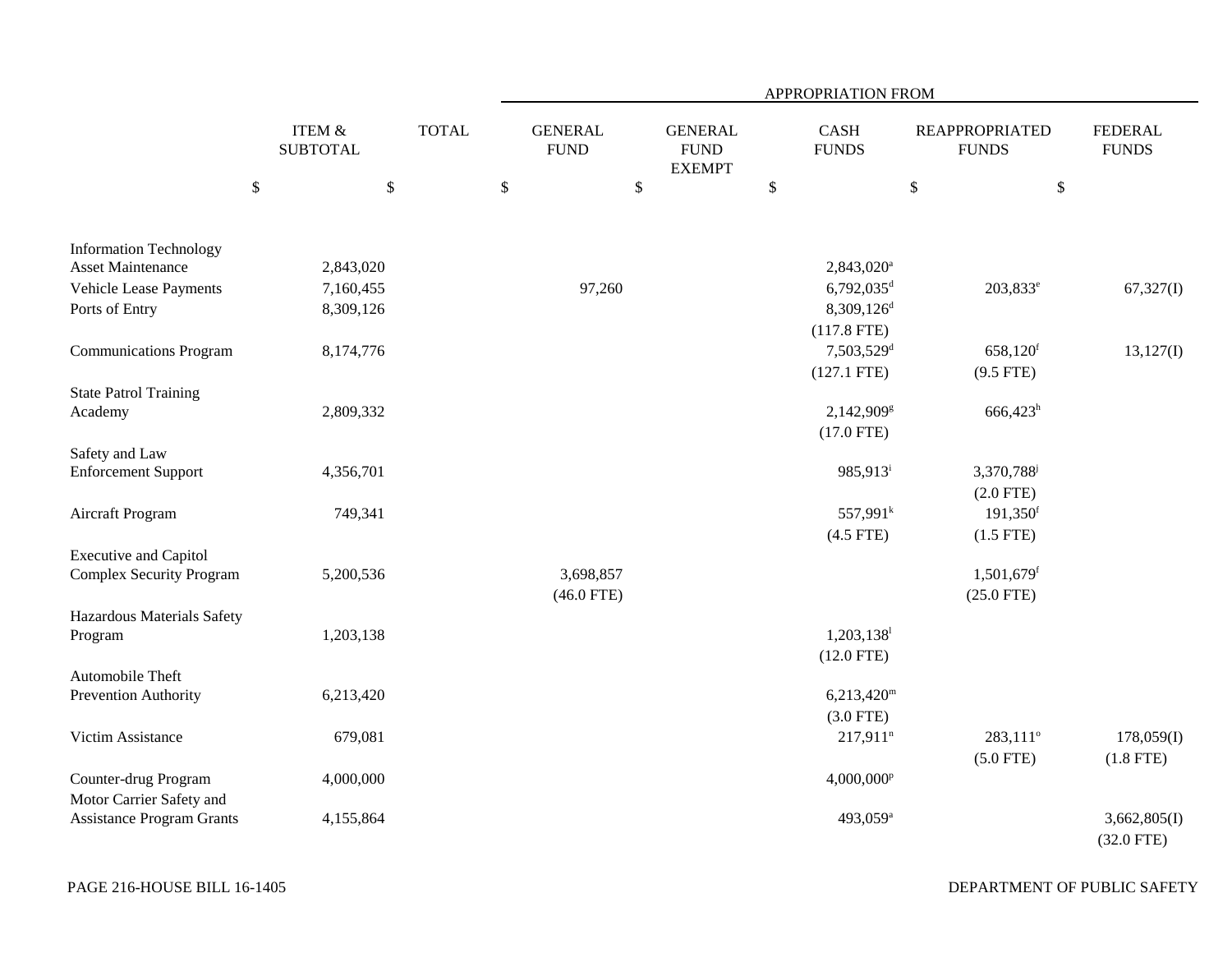| | ITEM & SUBTOTAL | TOTAL | APPROPRIATION FROM GENERAL FUND | GENERAL FUND EXEMPT | CASH FUNDS | REAPPROPRIATED FUNDS | FEDERAL FUNDS |
|---|---|---|---|---|---|---|---|
| | $ | $ | $ | $ | $ | $ | $ |
| Information Technology Asset Maintenance | 2,843,020 | | | | 2,843,020[a] | | |
| Vehicle Lease Payments | 7,160,455 | | 97,260 | | 6,792,035[d] | 203,833[e] | 67,327(I) |
| Ports of Entry | 8,309,126 | | | | 8,309,126[d] (117.8 FTE) | | |
| Communications Program | 8,174,776 | | | | 7,503,529[d] (127.1 FTE) | 658,120[f] (9.5 FTE) | 13,127(I) |
| State Patrol Training Academy | 2,809,332 | | | | 2,142,909[g] (17.0 FTE) | 666,423[h] | |
| Safety and Law Enforcement Support | 4,356,701 | | | | 985,913[i] | 3,370,788[j] (2.0 FTE) | |
| Aircraft Program | 749,341 | | | | 557,991[k] (4.5 FTE) | 191,350[f] (1.5 FTE) | |
| Executive and Capitol Complex Security Program | 5,200,536 | | 3,698,857 (46.0 FTE) | | | 1,501,679[f] (25.0 FTE) | |
| Hazardous Materials Safety Program | 1,203,138 | | | | 1,203,138[l] (12.0 FTE) | | |
| Automobile Theft Prevention Authority | 6,213,420 | | | | 6,213,420[m] (3.0 FTE) | | |
| Victim Assistance | 679,081 | | | | 217,911[n] | 283,111[o] (5.0 FTE) | 178,059(I) (1.8 FTE) |
| Counter-drug Program | 4,000,000 | | | | 4,000,000[p] | | |
| Motor Carrier Safety and Assistance Program Grants | 4,155,864 | | | | 493,059[a] | | 3,662,805(I) (32.0 FTE) |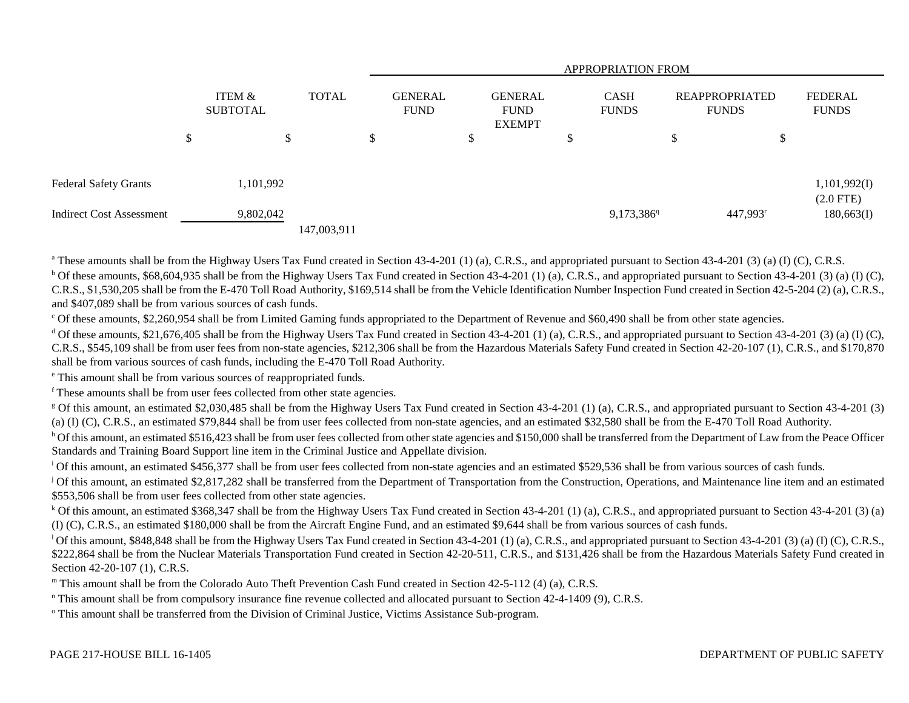| | ITEM & SUBTOTAL | TOTAL | GENERAL FUND | GENERAL FUND EXEMPT | CASH FUNDS | REAPPROPRIATED FUNDS | FEDERAL FUNDS |
|---|---|---|---|---|---|---|---|
| | | | APPROPRIATION FROM | | | | |
| | $ | $ | $ | $ | $ | $ | $ |
| Federal Safety Grants | 1,101,992 | | | | | | 1,101,992(I) (2.0 FTE) |
| Indirect Cost Assessment | 9,802,042 | | | | 9,173,386[q] | 447,993[r] | 180,663(I) |
| | | 147,003,911 | | | | | |

[a] These amounts shall be from the Highway Users Tax Fund created in Section 43-4-201 (1) (a), C.R.S., and appropriated pursuant to Section 43-4-201 (3) (a) (I) (C), C.R.S.

[b] Of these amounts, $68,604,935 shall be from the Highway Users Tax Fund created in Section 43-4-201 (1) (a), C.R.S., and appropriated pursuant to Section 43-4-201 (3) (a) (I) (C), C.R.S., $1,530,205 shall be from the E-470 Toll Road Authority, $169,514 shall be from the Vehicle Identification Number Inspection Fund created in Section 42-5-204 (2) (a), C.R.S., and $407,089 shall be from various sources of cash funds.

[c] Of these amounts, $2,260,954 shall be from Limited Gaming funds appropriated to the Department of Revenue and $60,490 shall be from other state agencies.

[d] Of these amounts, $21,676,405 shall be from the Highway Users Tax Fund created in Section 43-4-201 (1) (a), C.R.S., and appropriated pursuant to Section 43-4-201 (3) (a) (I) (C), C.R.S., $545,109 shall be from user fees from non-state agencies, $212,306 shall be from the Hazardous Materials Safety Fund created in Section 42-20-107 (1), C.R.S., and $170,870 shall be from various sources of cash funds, including the E-470 Toll Road Authority.

[e] This amount shall be from various sources of reappropriated funds.

[f] These amounts shall be from user fees collected from other state agencies.

[g] Of this amount, an estimated $2,030,485 shall be from the Highway Users Tax Fund created in Section 43-4-201 (1) (a), C.R.S., and appropriated pursuant to Section 43-4-201 (3) (a) (I) (C), C.R.S., an estimated $79,844 shall be from user fees collected from non-state agencies, and an estimated $32,580 shall be from the E-470 Toll Road Authority.

[h] Of this amount, an estimated $516,423 shall be from user fees collected from other state agencies and $150,000 shall be transferred from the Department of Law from the Peace Officer Standards and Training Board Support line item in the Criminal Justice and Appellate division.

[i] Of this amount, an estimated $456,377 shall be from user fees collected from non-state agencies and an estimated $529,536 shall be from various sources of cash funds.

[j] Of this amount, an estimated $2,817,282 shall be transferred from the Department of Transportation from the Construction, Operations, and Maintenance line item and an estimated $553,506 shall be from user fees collected from other state agencies.

[k] Of this amount, an estimated $368,347 shall be from the Highway Users Tax Fund created in Section 43-4-201 (1) (a), C.R.S., and appropriated pursuant to Section 43-4-201 (3) (a) (I) (C), C.R.S., an estimated $180,000 shall be from the Aircraft Engine Fund, and an estimated $9,644 shall be from various sources of cash funds.

[l] Of this amount, $848,848 shall be from the Highway Users Tax Fund created in Section 43-4-201 (1) (a), C.R.S., and appropriated pursuant to Section 43-4-201 (3) (a) (I) (C), C.R.S., $222,864 shall be from the Nuclear Materials Transportation Fund created in Section 42-20-511, C.R.S., and $131,426 shall be from the Hazardous Materials Safety Fund created in Section 42-20-107 (1), C.R.S.

[m] This amount shall be from the Colorado Auto Theft Prevention Cash Fund created in Section 42-5-112 (4) (a), C.R.S.

[n] This amount shall be from compulsory insurance fine revenue collected and allocated pursuant to Section 42-4-1409 (9), C.R.S.

[o] This amount shall be transferred from the Division of Criminal Justice, Victims Assistance Sub-program.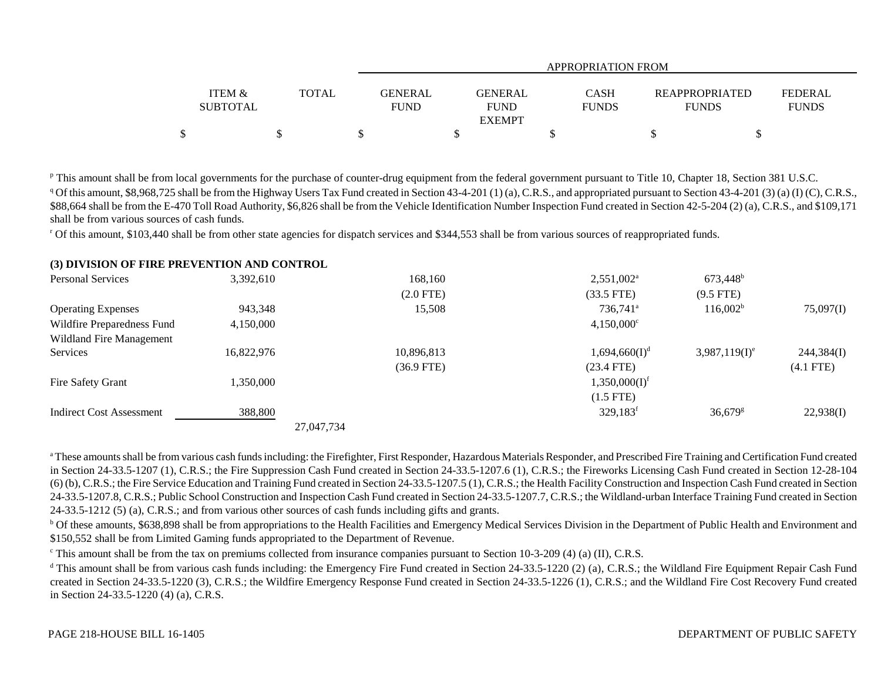| | ITEM & SUBTOTAL | TOTAL | GENERAL FUND | GENERAL FUND EXEMPT | CASH FUNDS | REAPPROPRIATED FUNDS | FEDERAL FUNDS |
|---|---|---|---|---|---|---|---|
| | | | APPROPRIATION FROM | | | | |
| | $ | $ | $ | $ | $ | $ | $ |

[p] This amount shall be from local governments for the purchase of counter-drug equipment from the federal government pursuant to Title 10, Chapter 18, Section 381 U.S.C.

[q] Of this amount, $8,968,725 shall be from the Highway Users Tax Fund created in Section 43-4-201 (1) (a), C.R.S., and appropriated pursuant to Section 43-4-201 (3) (a) (I) (C), C.R.S., $88,664 shall be from the E-470 Toll Road Authority, $6,826 shall be from the Vehicle Identification Number Inspection Fund created in Section 42-5-204 (2) (a), C.R.S., and $109,171 shall be from various sources of cash funds.

[r] Of this amount, $103,440 shall be from other state agencies for dispatch services and $344,553 shall be from various sources of reappropriated funds.

**(3) DIVISION OF FIRE PREVENTION AND CONTROL**

| | ITEM & SUBTOTAL | TOTAL | GENERAL FUND | GENERAL FUND EXEMPT | CASH FUNDS | REAPPROPRIATED FUNDS | FEDERAL FUNDS |
|---|---|---|---|---|---|---|---|
| Personal Services | 3,392,610 | | 168,160 | | 2,551,002[a] | 673,448[b] | |
| | | | (2.0 FTE) | | (33.5 FTE) | (9.5 FTE) | |
| Operating Expenses | 943,348 | | 15,508 | | 736,741[a] | 116,002[b] | 75,097(I) |
| Wildfire Preparedness Fund | 4,150,000 | | | | 4,150,000[c] | | |
| Wildland Fire Management Services | 16,822,976 | | 10,896,813 | | 1,694,660(I)[d] | 3,987,119(I)[e] | 244,384(I) |
| | | | (36.9 FTE) | | (23.4 FTE) | | (4.1 FTE) |
| Fire Safety Grant | 1,350,000 | | | | 1,350,000(I)[f] | | |
| | | | | | (1.5 FTE) | | |
| Indirect Cost Assessment | 388,800 | | | | 329,183[f] | 36,679[g] | 22,938(I) |
| | | 27,047,734 | | | | | |

[a] These amounts shall be from various cash funds including: the Firefighter, First Responder, Hazardous Materials Responder, and Prescribed Fire Training and Certification Fund created in Section 24-33.5-1207 (1), C.R.S.; the Fire Suppression Cash Fund created in Section 24-33.5-1207.6 (1), C.R.S.; the Fireworks Licensing Cash Fund created in Section 12-28-104 (6) (b), C.R.S.; the Fire Service Education and Training Fund created in Section 24-33.5-1207.5 (1), C.R.S.; the Health Facility Construction and Inspection Cash Fund created in Section 24-33.5-1207.8, C.R.S.; Public School Construction and Inspection Cash Fund created in Section 24-33.5-1207.7, C.R.S.; the Wildland-urban Interface Training Fund created in Section 24-33.5-1212 (5) (a), C.R.S.; and from various other sources of cash funds including gifts and grants.

[b] Of these amounts, $638,898 shall be from appropriations to the Health Facilities and Emergency Medical Services Division in the Department of Public Health and Environment and $150,552 shall be from Limited Gaming funds appropriated to the Department of Revenue.

[c] This amount shall be from the tax on premiums collected from insurance companies pursuant to Section 10-3-209 (4) (a) (II), C.R.S.

[d] This amount shall be from various cash funds including: the Emergency Fire Fund created in Section 24-33.5-1220 (2) (a), C.R.S.; the Wildland Fire Equipment Repair Cash Fund created in Section 24-33.5-1220 (3), C.R.S.; the Wildfire Emergency Response Fund created in Section 24-33.5-1226 (1), C.R.S.; and the Wildland Fire Cost Recovery Fund created in Section 24-33.5-1220 (4) (a), C.R.S.

PAGE 218-HOUSE BILL 16-1405

DEPARTMENT OF PUBLIC SAFETY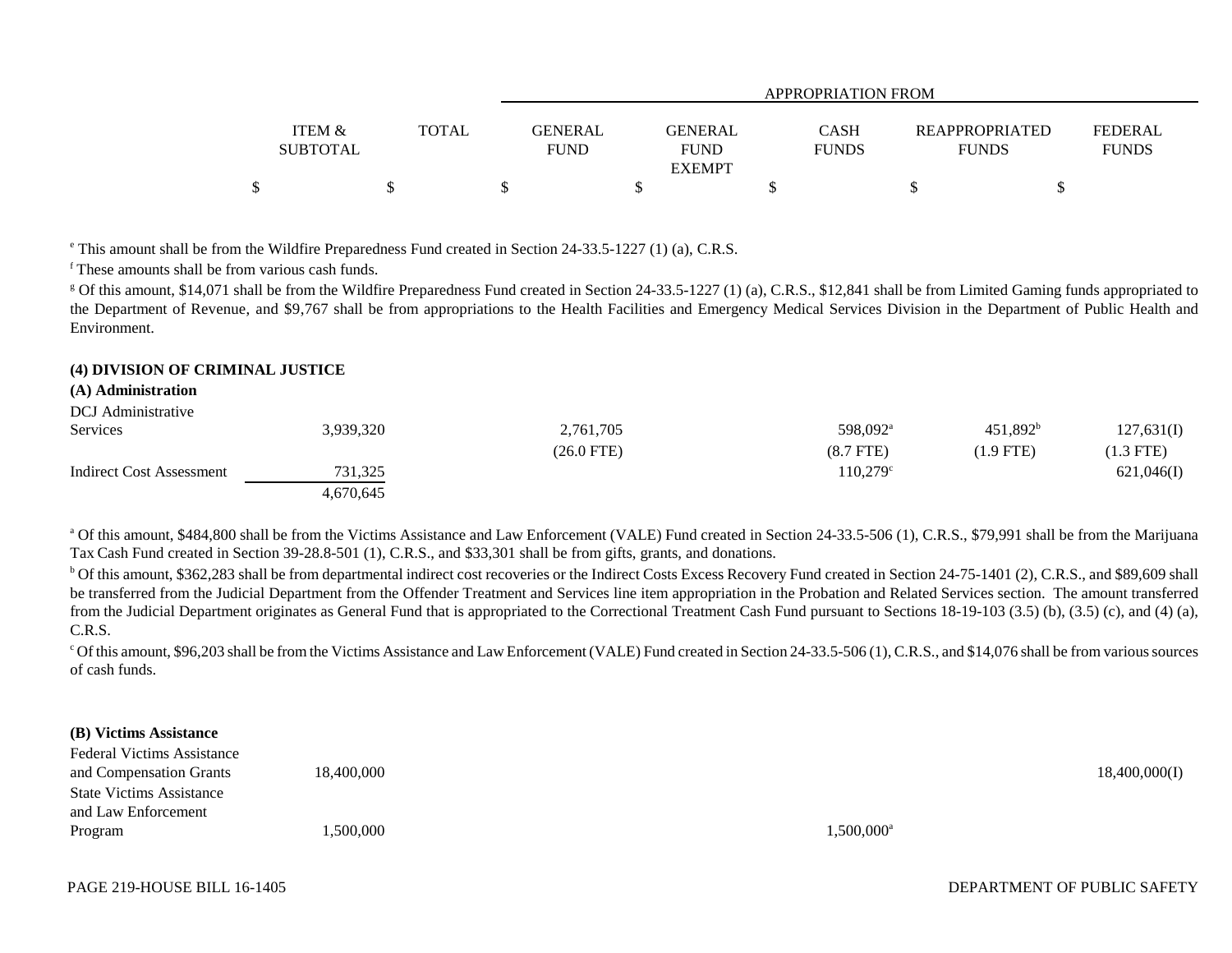| | ITEM & SUBTOTAL | TOTAL | APPROPRIATION FROM GENERAL FUND | GENERAL FUND EXEMPT | CASH FUNDS | REAPPROPRIATED FUNDS | FEDERAL FUNDS |
|---|---|---|---|---|---|---|---|
| | $ | $ | $ | $ | $ | $ | $ |

[e] This amount shall be from the Wildfire Preparedness Fund created in Section 24-33.5-1227 (1) (a), C.R.S.

[f] These amounts shall be from various cash funds.

[g] Of this amount, $14,071 shall be from the Wildfire Preparedness Fund created in Section 24-33.5-1227 (1) (a), C.R.S., $12,841 shall be from Limited Gaming funds appropriated to the Department of Revenue, and $9,767 shall be from appropriations to the Health Facilities and Emergency Medical Services Division in the Department of Public Health and Environment.

**(4) DIVISION OF CRIMINAL JUSTICE**

**(A) Administration**

| | ITEM & SUBTOTAL | TOTAL | GENERAL FUND | GENERAL FUND EXEMPT | CASH FUNDS | REAPPROPRIATED FUNDS | FEDERAL FUNDS |
|---|---|---|---|---|---|---|---|
| DCJ Administrative Services | 3,939,320 | | 2,761,705 | | 598,092[a] | 451,892[b] | 127,631(I) |
| | | | (26.0 FTE) | | (8.7 FTE) | (1.9 FTE) | (1.3 FTE) |
| Indirect Cost Assessment | 731,325 | | | | 110,279[c] | | 621,046(I) |
| | 4,670,645 | | | | | | |

[a] Of this amount, $484,800 shall be from the Victims Assistance and Law Enforcement (VALE) Fund created in Section 24-33.5-506 (1), C.R.S., $79,991 shall be from the Marijuana Tax Cash Fund created in Section 39-28.8-501 (1), C.R.S., and $33,301 shall be from gifts, grants, and donations.

[b] Of this amount, $362,283 shall be from departmental indirect cost recoveries or the Indirect Costs Excess Recovery Fund created in Section 24-75-1401 (2), C.R.S., and $89,609 shall be transferred from the Judicial Department from the Offender Treatment and Services line item appropriation in the Probation and Related Services section. The amount transferred from the Judicial Department originates as General Fund that is appropriated to the Correctional Treatment Cash Fund pursuant to Sections 18-19-103 (3.5) (b), (3.5) (c), and (4) (a), C.R.S.

[c] Of this amount, $96,203 shall be from the Victims Assistance and Law Enforcement (VALE) Fund created in Section 24-33.5-506 (1), C.R.S., and $14,076 shall be from various sources of cash funds.

**(B) Victims Assistance**

| | ITEM & SUBTOTAL | TOTAL | GENERAL FUND | GENERAL FUND EXEMPT | CASH FUNDS | REAPPROPRIATED FUNDS | FEDERAL FUNDS |
|---|---|---|---|---|---|---|---|
| Federal Victims Assistance and Compensation Grants | 18,400,000 | | | | | | 18,400,000(I) |
| State Victims Assistance and Law Enforcement Program | 1,500,000 | | | | 1,500,000[a] | | |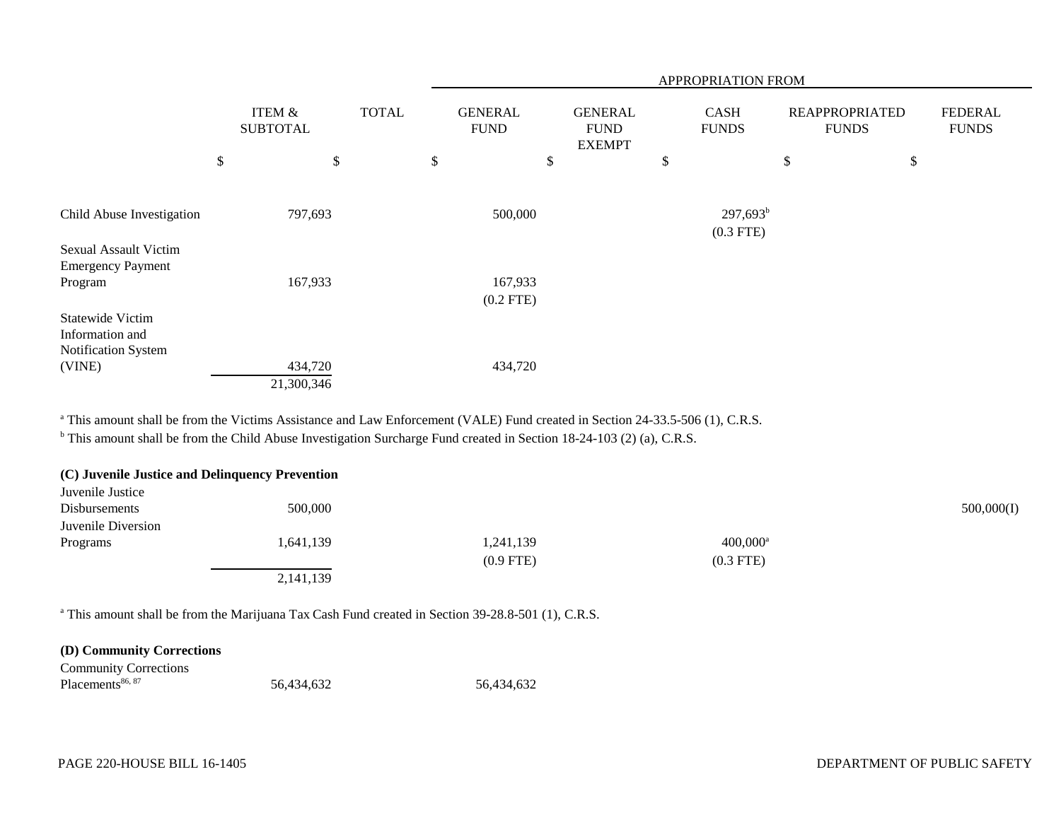| | ITEM & SUBTOTAL | TOTAL | APPROPRIATION FROM GENERAL FUND | GENERAL FUND EXEMPT | CASH FUNDS | REAPPROPRIATED FUNDS | FEDERAL FUNDS |
|---|---|---|---|---|---|---|---|
| | $ | $ | $ | $ | $ | $ | $ |
| Child Abuse Investigation | 797,693 | | 500,000 | | 297,693[b] (0.3 FTE) | | |
| Sexual Assault Victim Emergency Payment Program | 167,933 | | 167,933 (0.2 FTE) | | | | |
| Statewide Victim Information and Notification System (VINE) | 434,720 | | 434,720 | | | | |
| | 21,300,346 | | | | | | |

[a] This amount shall be from the Victims Assistance and Law Enforcement (VALE) Fund created in Section 24-33.5-506 (1), C.R.S.

[b] This amount shall be from the Child Abuse Investigation Surcharge Fund created in Section 18-24-103 (2) (a), C.R.S.

**(C) Juvenile Justice and Delinquency Prevention**

| | ITEM & SUBTOTAL | TOTAL | GENERAL FUND | GENERAL FUND EXEMPT | CASH FUNDS | REAPPROPRIATED FUNDS | FEDERAL FUNDS |
|---|---|---|---|---|---|---|---|
| Juvenile Justice Disbursements | 500,000 | | | | | | 500,000(I) |
| Juvenile Diversion Programs | 1,641,139 | | 1,241,139 (0.9 FTE) | | 400,000[a] (0.3 FTE) | | |
| | 2,141,139 | | | | | | |

[a] This amount shall be from the Marijuana Tax Cash Fund created in Section 39-28.8-501 (1), C.R.S.

**(D) Community Corrections**

| | ITEM & SUBTOTAL | TOTAL | GENERAL FUND | GENERAL FUND EXEMPT | CASH FUNDS | REAPPROPRIATED FUNDS | FEDERAL FUNDS |
|---|---|---|---|---|---|---|---|
| Community Corrections Placements[86, 87] | 56,434,632 | | 56,434,632 | | | | |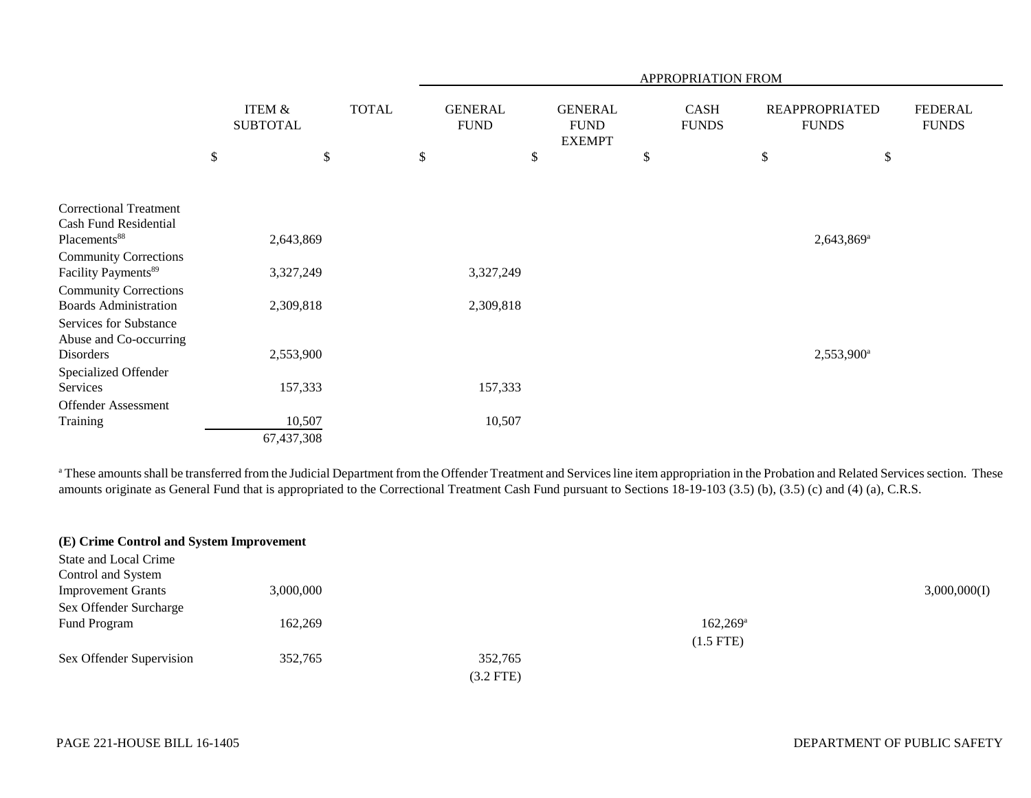| | ITEM & SUBTOTAL | TOTAL | APPROPRIATION FROM GENERAL FUND | GENERAL FUND EXEMPT | CASH FUNDS | REAPPROPRIATED FUNDS | FEDERAL FUNDS |
|---|---|---|---|---|---|---|---|
| | $ | $ | $ | $ | $ | $ | $ |
| Correctional Treatment Cash Fund Residential Placements[88] | 2,643,869 | | | | | 2,643,869[a] | |
| Community Corrections Facility Payments[89] | 3,327,249 | | 3,327,249 | | | | |
| Community Corrections Boards Administration | 2,309,818 | | 2,309,818 | | | | |
| Services for Substance Abuse and Co-occurring Disorders | 2,553,900 | | | | | 2,553,900[a] | |
| Specialized Offender Services | 157,333 | | 157,333 | | | | |
| Offender Assessment Training | 10,507 | | 10,507 | | | | |
| | 67,437,308 | | | | | | |

[a] These amounts shall be transferred from the Judicial Department from the Offender Treatment and Services line item appropriation in the Probation and Related Services section. These amounts originate as General Fund that is appropriated to the Correctional Treatment Cash Fund pursuant to Sections 18-19-103 (3.5) (b), (3.5) (c) and (4) (a), C.R.S.

**(E) Crime Control and System Improvement**

| | ITEM & SUBTOTAL | TOTAL | GENERAL FUND | GENERAL FUND EXEMPT | CASH FUNDS | REAPPROPRIATED FUNDS | FEDERAL FUNDS |
|---|---|---|---|---|---|---|---|
| State and Local Crime Control and System Improvement Grants | 3,000,000 | | | | | | 3,000,000(I) |
| Sex Offender Surcharge Fund Program | 162,269 | | | | 162,269[a] (1.5 FTE) | | |
| Sex Offender Supervision | 352,765 | | 352,765 (3.2 FTE) | | | | |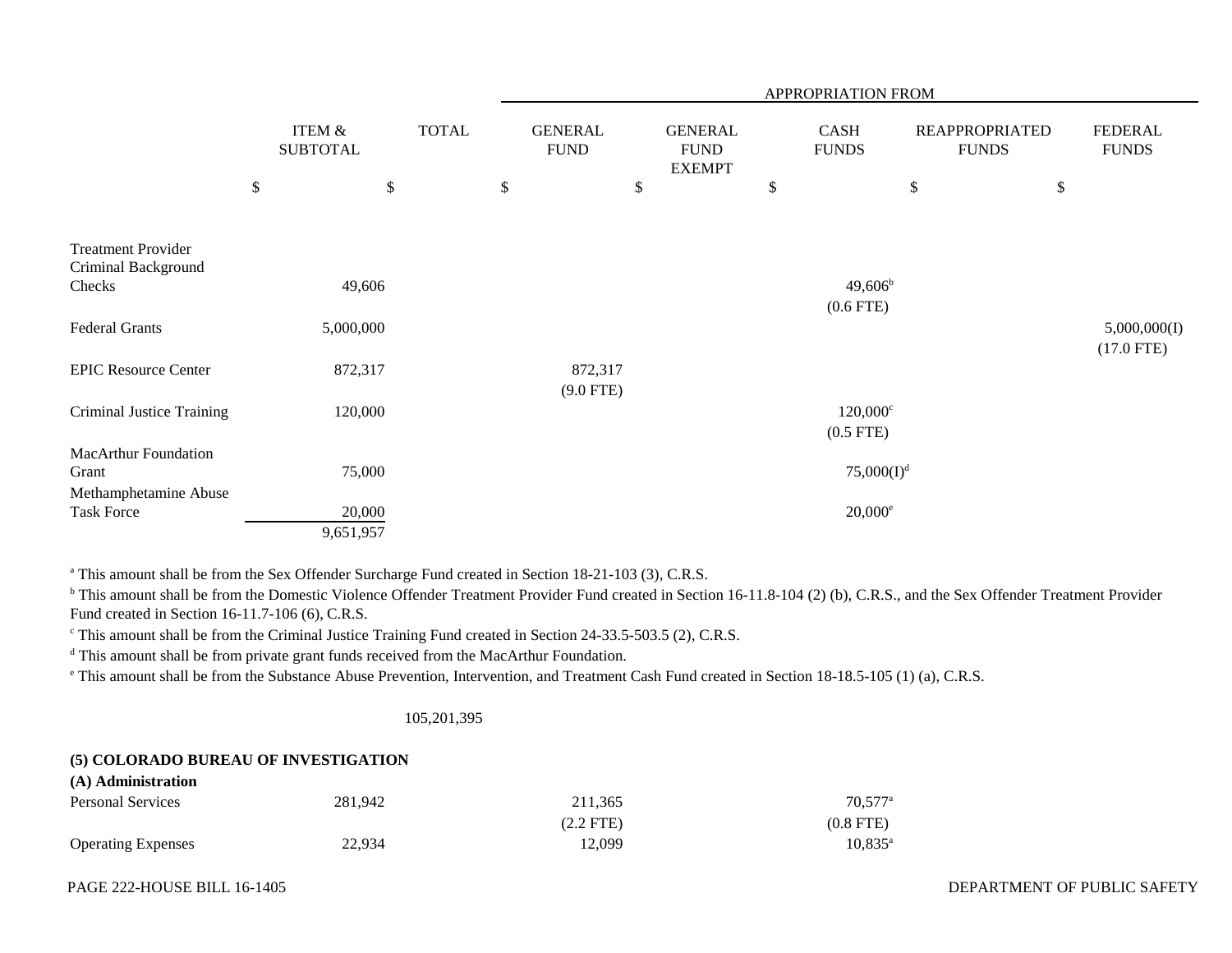| | ITEM & SUBTOTAL | TOTAL | APPROPRIATION FROM GENERAL FUND | GENERAL FUND EXEMPT | CASH FUNDS | REAPPROPRIATED FUNDS | FEDERAL FUNDS |
|---|---|---|---|---|---|---|---|
| | $ | $ | $ | $ | $ | $ | $ |
| Treatment Provider Criminal Background Checks | 49,606 | | | | 49,606[b] (0.6 FTE) | | |
| Federal Grants | 5,000,000 | | | | | | 5,000,000(I) (17.0 FTE) |
| EPIC Resource Center | 872,317 | | 872,317 (9.0 FTE) | | | | |
| Criminal Justice Training | 120,000 | | | | 120,000[c] (0.5 FTE) | | |
| MacArthur Foundation Grant | 75,000 | | | | 75,000(I)[d] | | |
| Methamphetamine Abuse Task Force | 20,000 | | | | 20,000[e] | | |
| | 9,651,957 | | | | | | |

[a] This amount shall be from the Sex Offender Surcharge Fund created in Section 18-21-103 (3), C.R.S.

[b] This amount shall be from the Domestic Violence Offender Treatment Provider Fund created in Section 16-11.8-104 (2) (b), C.R.S., and the Sex Offender Treatment Provider Fund created in Section 16-11.7-106 (6), C.R.S.

[c] This amount shall be from the Criminal Justice Training Fund created in Section 24-33.5-503.5 (2), C.R.S.

[d] This amount shall be from private grant funds received from the MacArthur Foundation.

[e] This amount shall be from the Substance Abuse Prevention, Intervention, and Treatment Cash Fund created in Section 18-18.5-105 (1) (a), C.R.S.

| | ITEM & SUBTOTAL | TOTAL | GENERAL FUND | GENERAL FUND EXEMPT | CASH FUNDS | REAPPROPRIATED FUNDS | FEDERAL FUNDS |
|---|---|---|---|---|---|---|---|
| | | 105,201,395 | | | | | |
| **(5) COLORADO BUREAU OF INVESTIGATION** | | | | | | | |
| **(A) Administration** | | | | | | | |
| Personal Services | 281,942 | | 211,365 (2.2 FTE) | | 70,577[a] (0.8 FTE) | | |
| Operating Expenses | 22,934 | | 12,099 | | 10,835[a] | | |

PAGE 222-HOUSE BILL 16-1405

DEPARTMENT OF PUBLIC SAFETY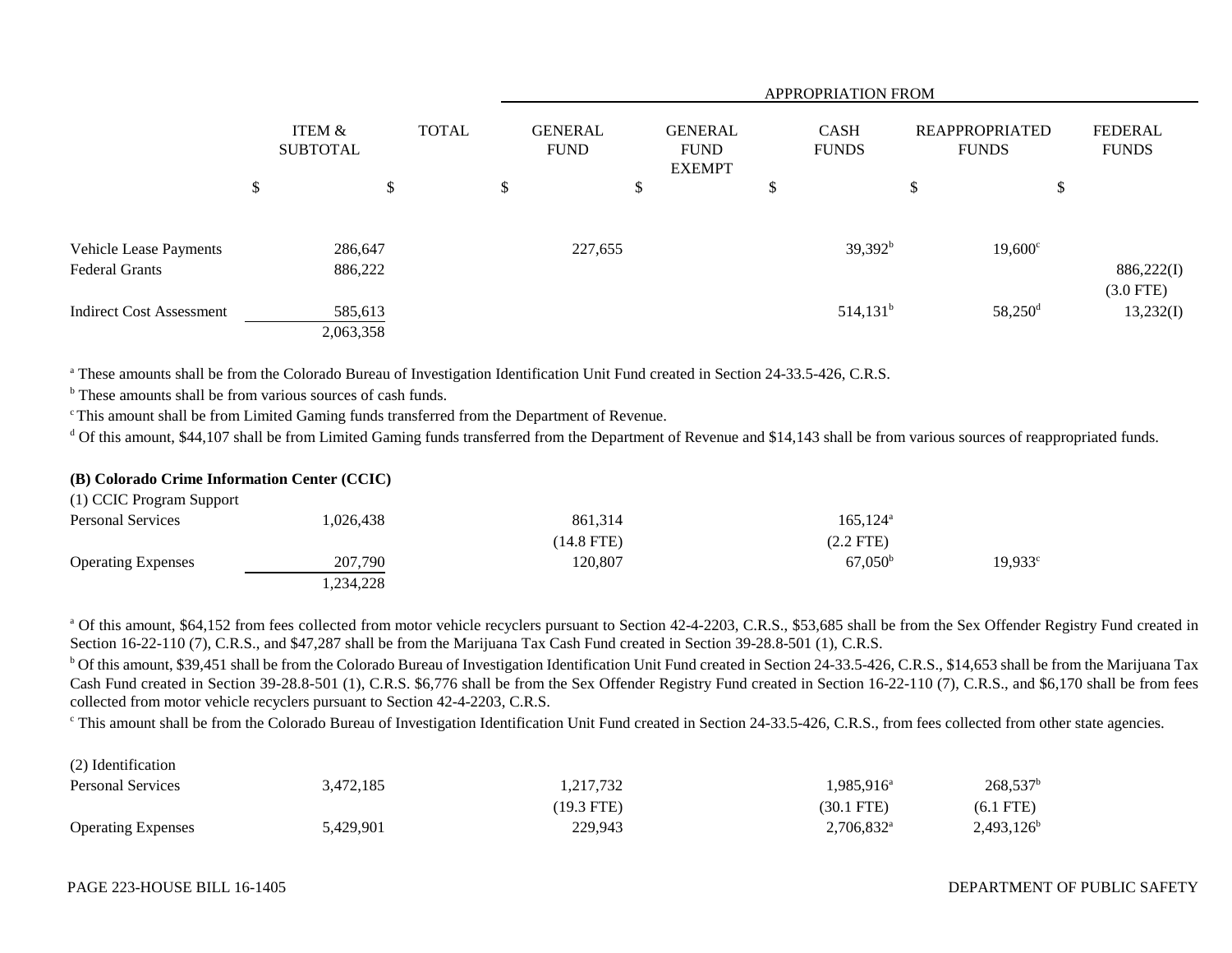| | ITEM & SUBTOTAL | TOTAL | GENERAL FUND | GENERAL FUND EXEMPT | CASH FUNDS | REAPPROPRIATED FUNDS | FEDERAL FUNDS |
|---|---|---|---|---|---|---|---|
| | | | APPROPRIATION FROM | | | | |
| | $ | $ | $ | $ | $ | $ | $ |
| Vehicle Lease Payments | 286,647 | | 227,655 | | 39,392[b] | 19,600[c] | |
| Federal Grants | 886,222 | | | | | | 886,222(I) |
| | | | | | | | (3.0 FTE) |
| Indirect Cost Assessment | 585,613 | | | | 514,131[b] | 58,250[d] | 13,232(I) |
| | 2,063,358 | | | | | | |

[a] These amounts shall be from the Colorado Bureau of Investigation Identification Unit Fund created in Section 24-33.5-426, C.R.S.

[b] These amounts shall be from various sources of cash funds.

[c] This amount shall be from Limited Gaming funds transferred from the Department of Revenue.

[d] Of this amount, $44,107 shall be from Limited Gaming funds transferred from the Department of Revenue and $14,143 shall be from various sources of reappropriated funds.

**(B) Colorado Crime Information Center (CCIC)**

| | ITEM & SUBTOTAL | TOTAL | GENERAL FUND | GENERAL FUND EXEMPT | CASH FUNDS | REAPPROPRIATED FUNDS | FEDERAL FUNDS |
|---|---|---|---|---|---|---|---|
| (1) CCIC Program Support | | | | | | | |
| Personal Services | 1,026,438 | | 861,314 | | 165,124[a] | | |
| | | | (14.8 FTE) | | (2.2 FTE) | | |
| Operating Expenses | 207,790 | | 120,807 | | 67,050[b] | 19,933[c] | |
| | 1,234,228 | | | | | | |

[a] Of this amount, $64,152 from fees collected from motor vehicle recyclers pursuant to Section 42-4-2203, C.R.S., $53,685 shall be from the Sex Offender Registry Fund created in Section 16-22-110 (7), C.R.S., and $47,287 shall be from the Marijuana Tax Cash Fund created in Section 39-28.8-501 (1), C.R.S.

[b] Of this amount, $39,451 shall be from the Colorado Bureau of Investigation Identification Unit Fund created in Section 24-33.5-426, C.R.S., $14,653 shall be from the Marijuana Tax Cash Fund created in Section 39-28.8-501 (1), C.R.S. $6,776 shall be from the Sex Offender Registry Fund created in Section 16-22-110 (7), C.R.S., and $6,170 shall be from fees collected from motor vehicle recyclers pursuant to Section 42-4-2203, C.R.S.

[c] This amount shall be from the Colorado Bureau of Investigation Identification Unit Fund created in Section 24-33.5-426, C.R.S., from fees collected from other state agencies.

| | ITEM & SUBTOTAL | TOTAL | GENERAL FUND | GENERAL FUND EXEMPT | CASH FUNDS | REAPPROPRIATED FUNDS | FEDERAL FUNDS |
|---|---|---|---|---|---|---|---|
| (2) Identification | | | | | | | |
| Personal Services | 3,472,185 | | 1,217,732 | | 1,985,916[a] | 268,537[b] | |
| | | | (19.3 FTE) | | (30.1 FTE) | (6.1 FTE) | |
| Operating Expenses | 5,429,901 | | 229,943 | | 2,706,832[a] | 2,493,126[b] | |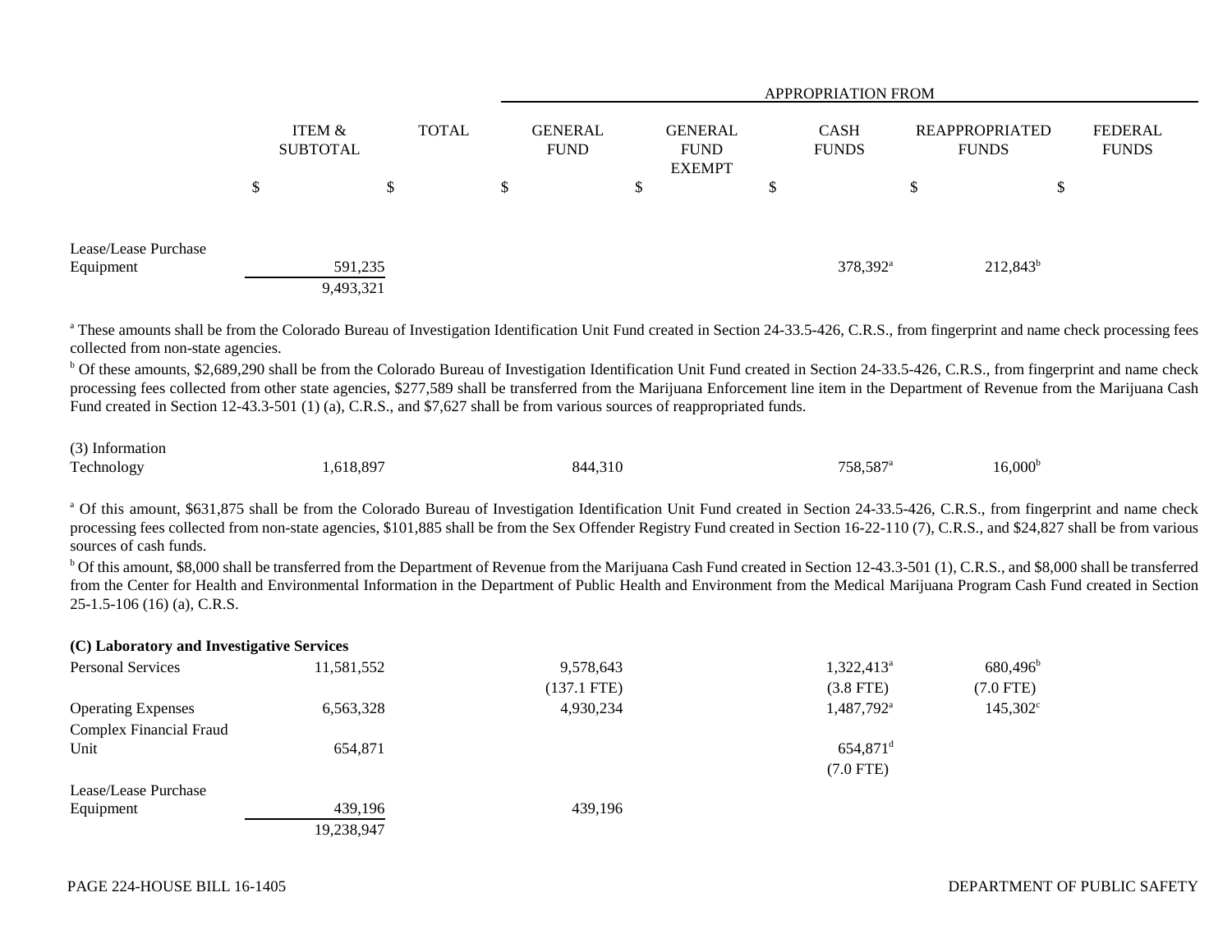| | ITEM & SUBTOTAL | TOTAL | APPROPRIATION FROM GENERAL FUND | GENERAL FUND EXEMPT | CASH FUNDS | REAPPROPRIATED FUNDS | FEDERAL FUNDS |
|---|---|---|---|---|---|---|---|
| | $ | $ | $ | $ | $ | $ | $ |
| Lease/Lease Purchase Equipment | 591,235 | | | | 378,392[a] | 212,843[b] | |
| | 9,493,321 | | | | | | |

[a] These amounts shall be from the Colorado Bureau of Investigation Identification Unit Fund created in Section 24-33.5-426, C.R.S., from fingerprint and name check processing fees collected from non-state agencies.

[b] Of these amounts, $2,689,290 shall be from the Colorado Bureau of Investigation Identification Unit Fund created in Section 24-33.5-426, C.R.S., from fingerprint and name check processing fees collected from other state agencies, $277,589 shall be transferred from the Marijuana Enforcement line item in the Department of Revenue from the Marijuana Cash Fund created in Section 12-43.3-501 (1) (a), C.R.S., and $7,627 shall be from various sources of reappropriated funds.

| | ITEM & SUBTOTAL | TOTAL | GENERAL FUND | GENERAL FUND EXEMPT | CASH FUNDS | REAPPROPRIATED FUNDS | FEDERAL FUNDS |
|---|---|---|---|---|---|---|---|
| (3) Information Technology | 1,618,897 | | 844,310 | | 758,587[a] | 16,000[b] | |

[a] Of this amount, $631,875 shall be from the Colorado Bureau of Investigation Identification Unit Fund created in Section 24-33.5-426, C.R.S., from fingerprint and name check processing fees collected from non-state agencies, $101,885 shall be from the Sex Offender Registry Fund created in Section 16-22-110 (7), C.R.S., and $24,827 shall be from various sources of cash funds.

[b] Of this amount, $8,000 shall be transferred from the Department of Revenue from the Marijuana Cash Fund created in Section 12-43.3-501 (1), C.R.S., and $8,000 shall be transferred from the Center for Health and Environmental Information in the Department of Public Health and Environment from the Medical Marijuana Program Cash Fund created in Section 25-1.5-106 (16) (a), C.R.S.

| | ITEM & SUBTOTAL | TOTAL | GENERAL FUND | GENERAL FUND EXEMPT | CASH FUNDS | REAPPROPRIATED FUNDS | FEDERAL FUNDS |
|---|---|---|---|---|---|---|---|
| **(C) Laboratory and Investigative Services** | | | | | | | |
| Personal Services | 11,581,552 | | 9,578,643 | | 1,322,413[a] | 680,496[b] | |
| | | | (137.1 FTE) | | (3.8 FTE) | (7.0 FTE) | |
| Operating Expenses | 6,563,328 | | 4,930,234 | | 1,487,792[a] | 145,302[c] | |
| Complex Financial Fraud Unit | 654,871 | | | | 654,871[d] | | |
| | | | | | (7.0 FTE) | | |
| Lease/Lease Purchase Equipment | 439,196 | | 439,196 | | | | |
| | 19,238,947 | | | | | | |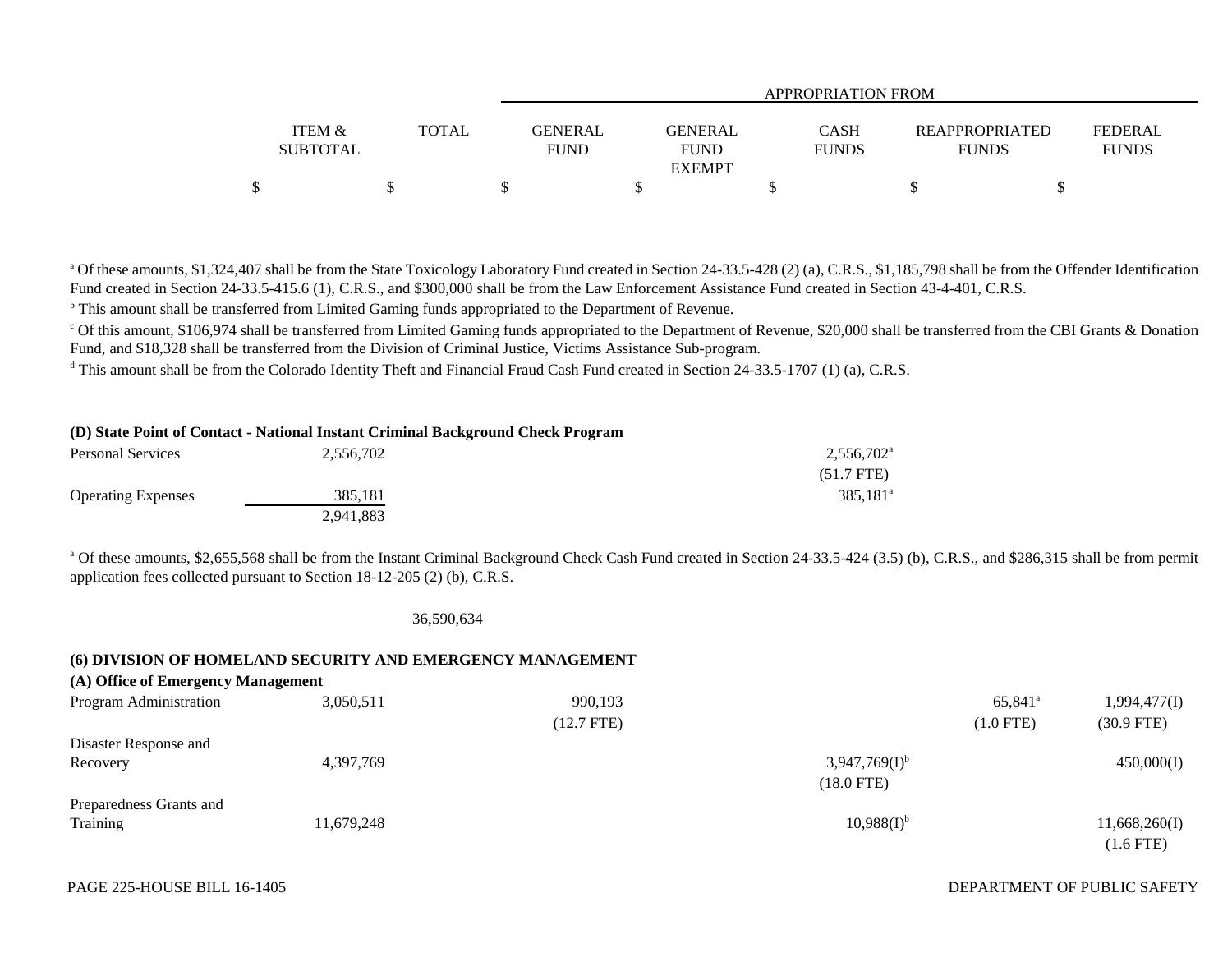| | ITEM & SUBTOTAL | TOTAL | APPROPRIATION FROM GENERAL FUND | GENERAL FUND EXEMPT | CASH FUNDS | REAPPROPRIATED FUNDS | FEDERAL FUNDS |
|---|---|---|---|---|---|---|---|
| | $ | $ | $ | $ | $ | $ | $ |

[a] Of these amounts, $1,324,407 shall be from the State Toxicology Laboratory Fund created in Section 24-33.5-428 (2) (a), C.R.S., $1,185,798 shall be from the Offender Identification Fund created in Section 24-33.5-415.6 (1), C.R.S., and $300,000 shall be from the Law Enforcement Assistance Fund created in Section 43-4-401, C.R.S.

[b] This amount shall be transferred from Limited Gaming funds appropriated to the Department of Revenue.

[c] Of this amount, $106,974 shall be transferred from Limited Gaming funds appropriated to the Department of Revenue, $20,000 shall be transferred from the CBI Grants & Donation Fund, and $18,328 shall be transferred from the Division of Criminal Justice, Victims Assistance Sub-program.

[d] This amount shall be from the Colorado Identity Theft and Financial Fraud Cash Fund created in Section 24-33.5-1707 (1) (a), C.R.S.

**(D) State Point of Contact - National Instant Criminal Background Check Program**

| | ITEM & SUBTOTAL | TOTAL | GENERAL FUND | GENERAL FUND EXEMPT | CASH FUNDS | REAPPROPRIATED FUNDS | FEDERAL FUNDS |
|---|---|---|---|---|---|---|---|
| Personal Services | 2,556,702 | | | | 2,556,702[a] (51.7 FTE) | | |
| Operating Expenses | 385,181 | | | | 385,181[a] | | |
| | 2,941,883 | | | | | | |

[a] Of these amounts, $2,655,568 shall be from the Instant Criminal Background Check Cash Fund created in Section 24-33.5-424 (3.5) (b), C.R.S., and $286,315 shall be from permit application fees collected pursuant to Section 18-12-205 (2) (b), C.R.S.

| | ITEM & SUBTOTAL | TOTAL | GENERAL FUND | GENERAL FUND EXEMPT | CASH FUNDS | REAPPROPRIATED FUNDS | FEDERAL FUNDS |
|---|---|---|---|---|---|---|---|
| | | 36,590,634 | | | | | |

**(6) DIVISION OF HOMELAND SECURITY AND EMERGENCY MANAGEMENT**

**(A) Office of Emergency Management**

| | ITEM & SUBTOTAL | TOTAL | GENERAL FUND | GENERAL FUND EXEMPT | CASH FUNDS | REAPPROPRIATED FUNDS | FEDERAL FUNDS |
|---|---|---|---|---|---|---|---|
| Program Administration | 3,050,511 | | 990,193 (12.7 FTE) | | | 65,841[a] (1.0 FTE) | 1,994,477(I) (30.9 FTE) |
| Disaster Response and Recovery | 4,397,769 | | | | 3,947,769(I)[b] (18.0 FTE) | | 450,000(I) |
| Preparedness Grants and Training | 11,679,248 | | | | 10,988(I)[b] | | 11,668,260(I) (1.6 FTE) |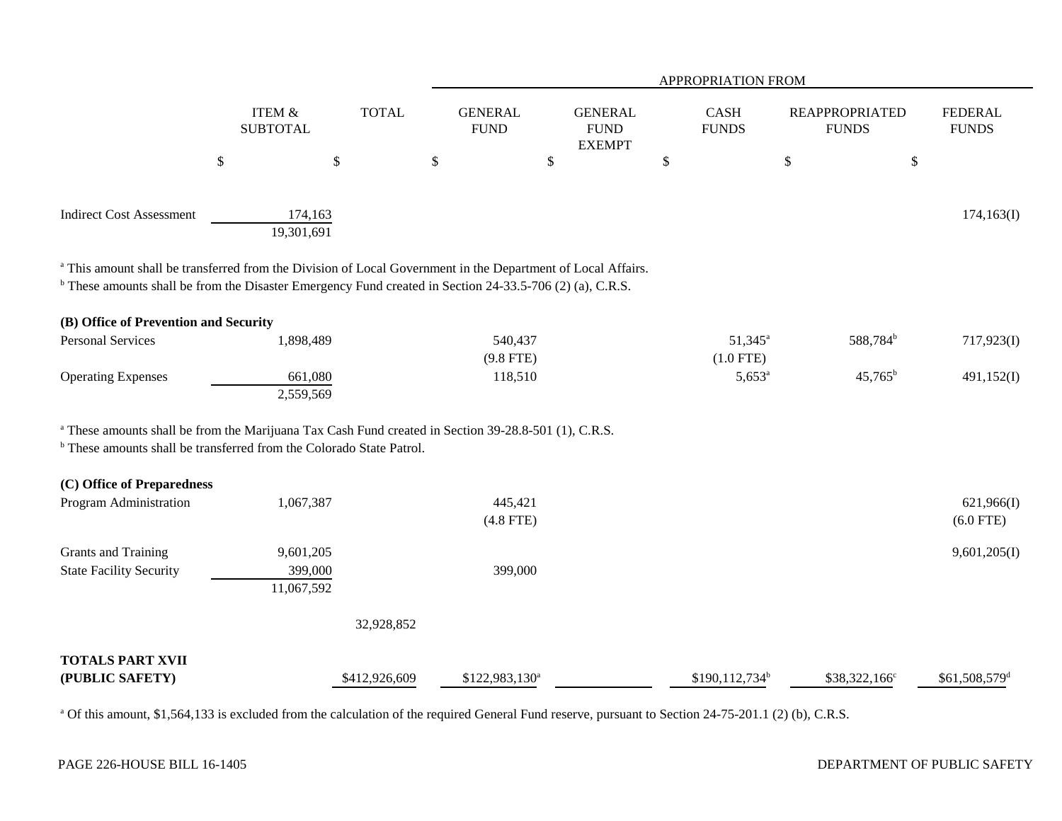| | ITEM & SUBTOTAL | TOTAL | APPROPRIATION FROM GENERAL FUND | GENERAL FUND EXEMPT | CASH FUNDS | REAPPROPRIATED FUNDS | FEDERAL FUNDS |
|---|---|---|---|---|---|---|---|
| | $ | $ | $ | $ | $ | $ | $ |
| Indirect Cost Assessment | 174,163 | | | | | | 174,163(I) |
| | 19,301,691 | | | | | | |

[a] This amount shall be transferred from the Division of Local Government in the Department of Local Affairs.
[b] These amounts shall be from the Disaster Emergency Fund created in Section 24-33.5-706 (2) (a), C.R.S.

| | ITEM & SUBTOTAL | TOTAL | GENERAL FUND | GENERAL FUND EXEMPT | CASH FUNDS | REAPPROPRIATED FUNDS | FEDERAL FUNDS |
|---|---|---|---|---|---|---|---|
| **(B) Office of Prevention and Security** | | | | | | | |
| Personal Services | 1,898,489 | | 540,437 | | 51,345[a] | 588,784[b] | 717,923(I) |
| | | | (9.8 FTE) | | (1.0 FTE) | | |
| Operating Expenses | 661,080 | | 118,510 | | 5,653[a] | 45,765[b] | 491,152(I) |
| | 2,559,569 | | | | | | |

[a] These amounts shall be from the Marijuana Tax Cash Fund created in Section 39-28.8-501 (1), C.R.S.
[b] These amounts shall be transferred from the Colorado State Patrol.

| | ITEM & SUBTOTAL | TOTAL | GENERAL FUND | GENERAL FUND EXEMPT | CASH FUNDS | REAPPROPRIATED FUNDS | FEDERAL FUNDS |
|---|---|---|---|---|---|---|---|
| **(C) Office of Preparedness** | | | | | | | |
| Program Administration | 1,067,387 | | 445,421 | | | | 621,966(I) |
| | | | (4.8 FTE) | | | | (6.0 FTE) |
| Grants and Training | 9,601,205 | | | | | | 9,601,205(I) |
| State Facility Security | 399,000 | | 399,000 | | | | |
| | 11,067,592 | | | | | | |
| | | 32,928,852 | | | | | |
| **TOTALS PART XVII (PUBLIC SAFETY)** | | $412,926,609 | $122,983,130[a] | | $190,112,734[b] | $38,322,166[c] | $61,508,579[d] |

[a] Of this amount, $1,564,133 is excluded from the calculation of the required General Fund reserve, pursuant to Section 24-75-201.1 (2) (b), C.R.S.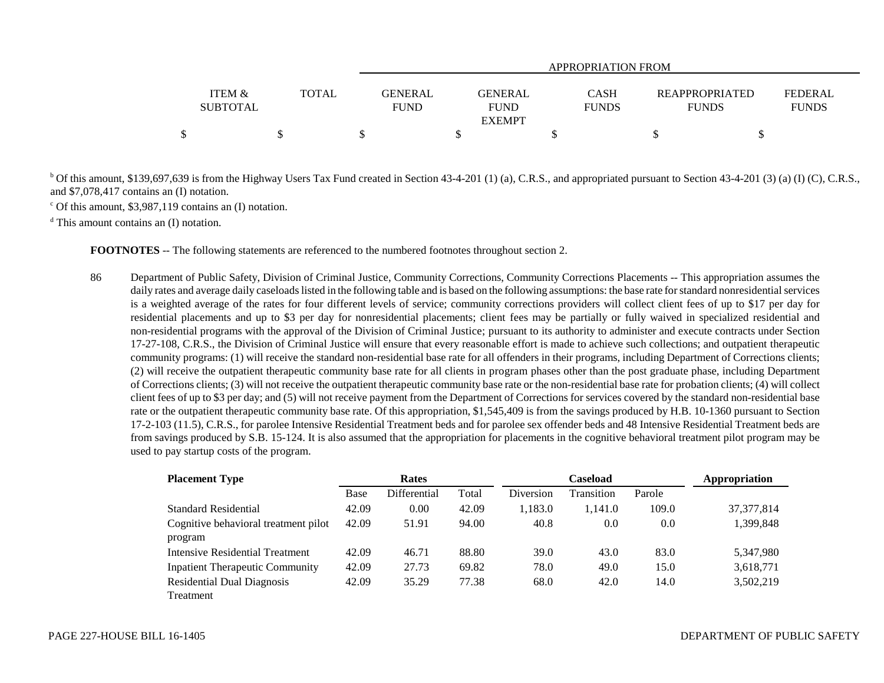| ITEM & SUBTOTAL | TOTAL | APPROPRIATION FROM GENERAL FUND | GENERAL FUND EXEMPT | CASH FUNDS | REAPPROPRIATED FUNDS | FEDERAL FUNDS |
|---|---|---|---|---|---|---|
| $ | $ | $ | $ | $ | $ | $ |

[b] Of this amount, $139,697,639 is from the Highway Users Tax Fund created in Section 43-4-201 (1) (a), C.R.S., and appropriated pursuant to Section 43-4-201 (3) (a) (I) (C), C.R.S., and $7,078,417 contains an (I) notation.

[c] Of this amount, $3,987,119 contains an (I) notation.

[d] This amount contains an (I) notation.

**FOOTNOTES** -- The following statements are referenced to the numbered footnotes throughout section 2.

86 Department of Public Safety, Division of Criminal Justice, Community Corrections, Community Corrections Placements -- This appropriation assumes the daily rates and average daily caseloads listed in the following table and is based on the following assumptions: the base rate for standard nonresidential services is a weighted average of the rates for four different levels of service; community corrections providers will collect client fees of up to $17 per day for residential placements and up to $3 per day for nonresidential placements; client fees may be partially or fully waived in specialized residential and non-residential programs with the approval of the Division of Criminal Justice; pursuant to its authority to administer and execute contracts under Section 17-27-108, C.R.S., the Division of Criminal Justice will ensure that every reasonable effort is made to achieve such collections; and outpatient therapeutic community programs: (1) will receive the standard non-residential base rate for all offenders in their programs, including Department of Corrections clients; (2) will receive the outpatient therapeutic community base rate for all clients in program phases other than the post graduate phase, including Department of Corrections clients; (3) will not receive the outpatient therapeutic community base rate or the non-residential base rate for probation clients; (4) will collect client fees of up to $3 per day; and (5) will not receive payment from the Department of Corrections for services covered by the standard non-residential base rate or the outpatient therapeutic community base rate. Of this appropriation, $1,545,409 is from the savings produced by H.B. 10-1360 pursuant to Section 17-2-103 (11.5), C.R.S., for parolee Intensive Residential Treatment beds and for parolee sex offender beds and 48 Intensive Residential Treatment beds are from savings produced by S.B. 15-124. It is also assumed that the appropriation for placements in the cognitive behavioral treatment pilot program may be used to pay startup costs of the program.

| Placement Type | Rates | | | Caseload | | | Appropriation |
|---|---|---|---|---|---|---|---|
| | Base | Differential | Total | Diversion | Transition | Parole | |
| Standard Residential | 42.09 | 0.00 | 42.09 | 1,183.0 | 1,141.0 | 109.0 | 37,377,814 |
| Cognitive behavioral treatment pilot program | 42.09 | 51.91 | 94.00 | 40.8 | 0.0 | 0.0 | 1,399,848 |
| Intensive Residential Treatment | 42.09 | 46.71 | 88.80 | 39.0 | 43.0 | 83.0 | 5,347,980 |
| Inpatient Therapeutic Community | 42.09 | 27.73 | 69.82 | 78.0 | 49.0 | 15.0 | 3,618,771 |
| Residential Dual Diagnosis Treatment | 42.09 | 35.29 | 77.38 | 68.0 | 42.0 | 14.0 | 3,502,219 |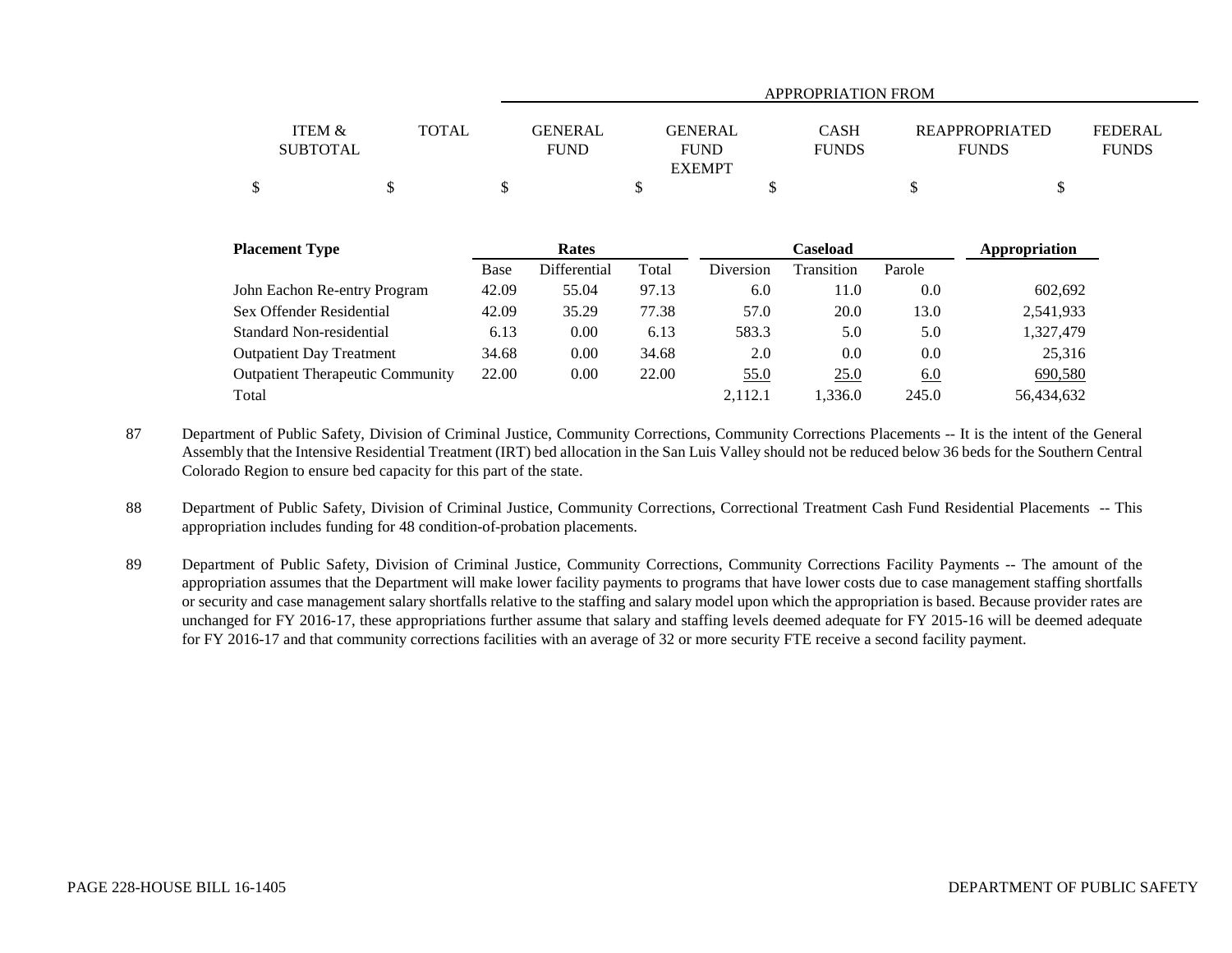| ITEM & SUBTOTAL | TOTAL | APPROPRIATION FROM GENERAL FUND | GENERAL FUND EXEMPT | CASH FUNDS | REAPPROPRIATED FUNDS | FEDERAL FUNDS |
|---|---|---|---|---|---|---|
| $ | $ | $ | $ | $ | $ | $ |

| Placement Type | Rates | | | Caseload | | | Appropriation |
|---|---|---|---|---|---|---|---|
| | Base | Differential | Total | Diversion | Transition | Parole | |
| John Eachon Re-entry Program | 42.09 | 55.04 | 97.13 | 6.0 | 11.0 | 0.0 | 602,692 |
| Sex Offender Residential | 42.09 | 35.29 | 77.38 | 57.0 | 20.0 | 13.0 | 2,541,933 |
| Standard Non-residential | 6.13 | 0.00 | 6.13 | 583.3 | 5.0 | 5.0 | 1,327,479 |
| Outpatient Day Treatment | 34.68 | 0.00 | 34.68 | 2.0 | 0.0 | 0.0 | 25,316 |
| Outpatient Therapeutic Community | 22.00 | 0.00 | 22.00 | 55.0 | 25.0 | 6.0 | 690,580 |
| Total | | | | 2,112.1 | 1,336.0 | 245.0 | 56,434,632 |

87 Department of Public Safety, Division of Criminal Justice, Community Corrections, Community Corrections Placements -- It is the intent of the General Assembly that the Intensive Residential Treatment (IRT) bed allocation in the San Luis Valley should not be reduced below 36 beds for the Southern Central Colorado Region to ensure bed capacity for this part of the state.

88 Department of Public Safety, Division of Criminal Justice, Community Corrections, Correctional Treatment Cash Fund Residential Placements -- This appropriation includes funding for 48 condition-of-probation placements.

89 Department of Public Safety, Division of Criminal Justice, Community Corrections, Community Corrections Facility Payments -- The amount of the appropriation assumes that the Department will make lower facility payments to programs that have lower costs due to case management staffing shortfalls or security and case management salary shortfalls relative to the staffing and salary model upon which the appropriation is based. Because provider rates are unchanged for FY 2016-17, these appropriations further assume that salary and staffing levels deemed adequate for FY 2015-16 will be deemed adequate for FY 2016-17 and that community corrections facilities with an average of 32 or more security FTE receive a second facility payment.